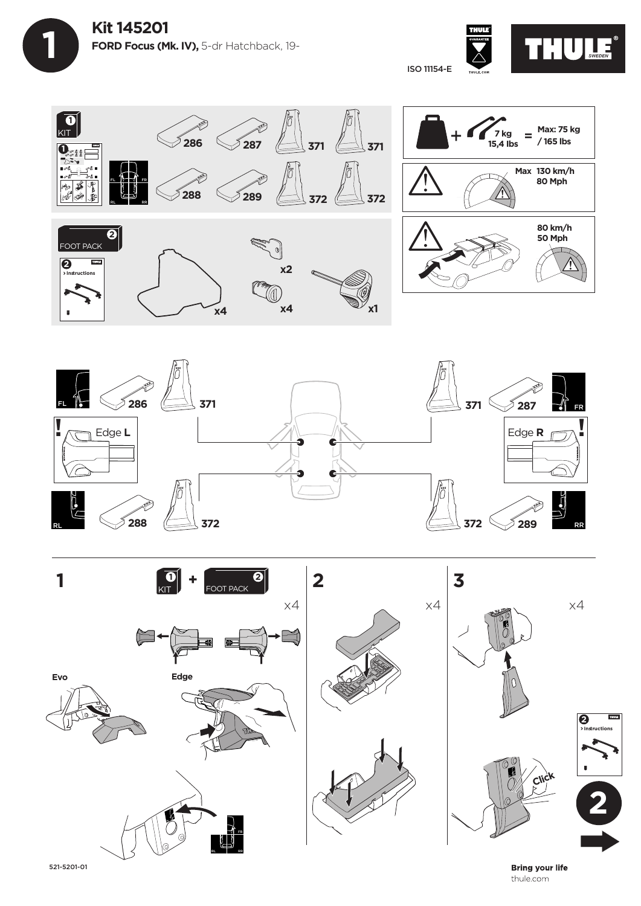# 1 Kit 145201

**FORD Focus (Mk. IV),** 5-dr Hatchback, 19-

ISO 11154-E

THULE GUARANTEE THULE.COM

THULE SWEDEN

**1 KIT**

286 287 371 371

288 289 372 372

FL FR RL RR

**2 FOOT PACK**

2 > Instructions

x4 x2 x4 x1

7 kg 15,4 lbs = Max: 75 kg / 165 lbs

Max 130 km/h 80 Mph

80 km/h 50 Mph

FL 286 371

371 287 FR

Edge **L**

Edge **R**

RL 288 372

372 289 RR

## 1

1 KIT + 2 FOOT PACK

x4

Evo

Edge

## 2

x4

## 3

x4

Click

2 > Instructions

2

521-5201-01

**Bring your life**
thule.com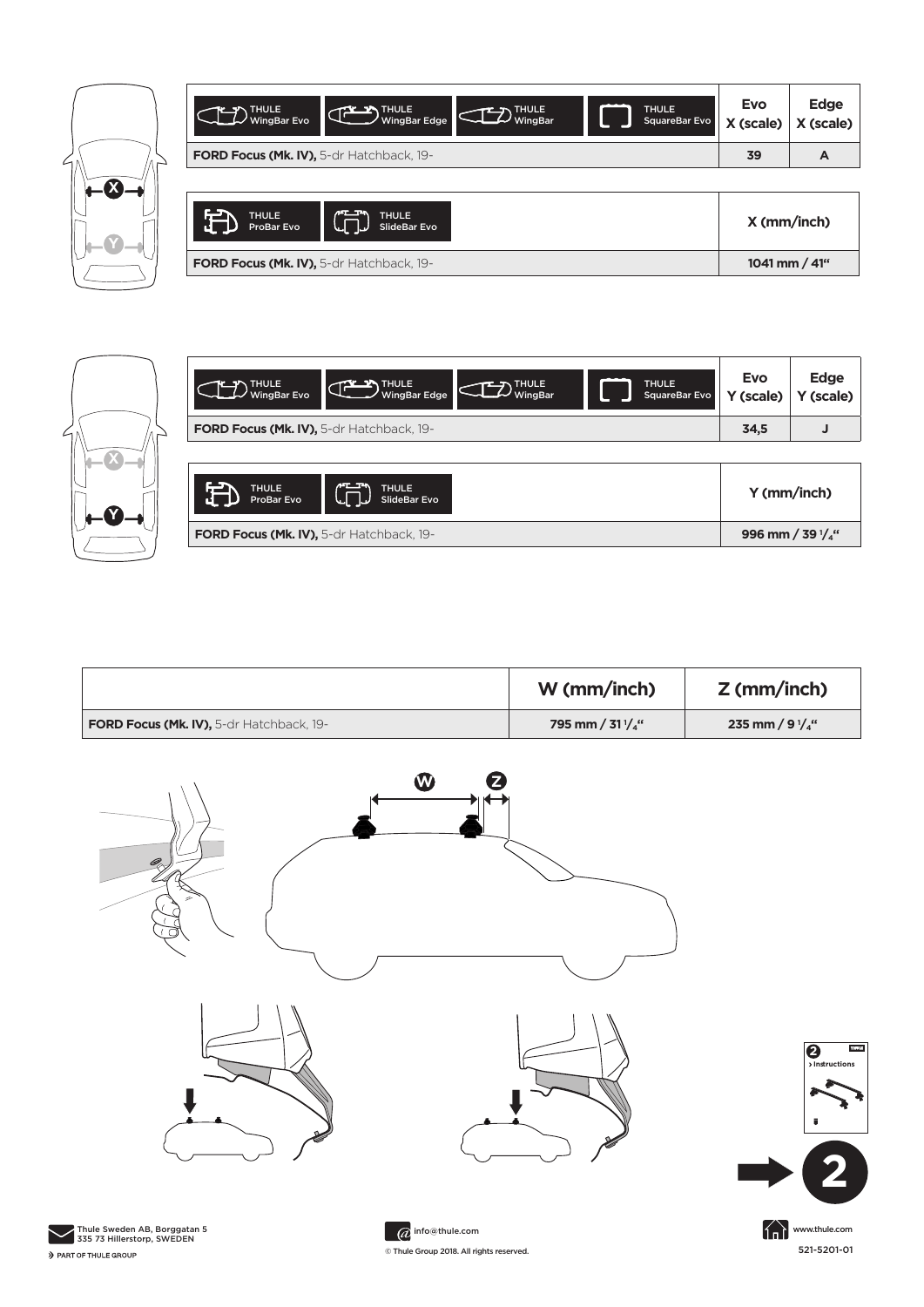| THULE WingBar Evo | THULE WingBar Edge | THULE WingBar | THULE SquareBar Evo | Evo X (scale) | Edge X (scale) |
|---|---|---|---|---|---|
| **FORD Focus (Mk. IV),** 5-dr Hatchback, 19- | | | | 39 | A |

| THULE ProBar Evo | THULE SlideBar Evo | X (mm/inch) |
|---|---|---|
| **FORD Focus (Mk. IV),** 5-dr Hatchback, 19- | | 1041 mm / 41“ |

| THULE WingBar Evo | THULE WingBar Edge | THULE WingBar | THULE SquareBar Evo | Evo Y (scale) | Edge Y (scale) |
|---|---|---|---|---|---|
| **FORD Focus (Mk. IV),** 5-dr Hatchback, 19- | | | | 34,5 | J |

| THULE ProBar Evo | THULE SlideBar Evo | Y (mm/inch) |
|---|---|---|
| **FORD Focus (Mk. IV),** 5-dr Hatchback, 19- | | 996 mm / 39 1/4“ |

| | W (mm/inch) | Z (mm/inch) |
|---|---|---|
| **FORD Focus (Mk. IV),** 5-dr Hatchback, 19- | 795 mm / 31 1/4“ | 235 mm / 9 1/4“ |

W

Z

2 > Instructions

2

Thule Sweden AB, Borggatan 5
335 73 Hillerstorp, SWEDEN

PART OF THULE GROUP

info@thule.com

© Thule Group 2018. All rights reserved.

www.thule.com

521-5201-01